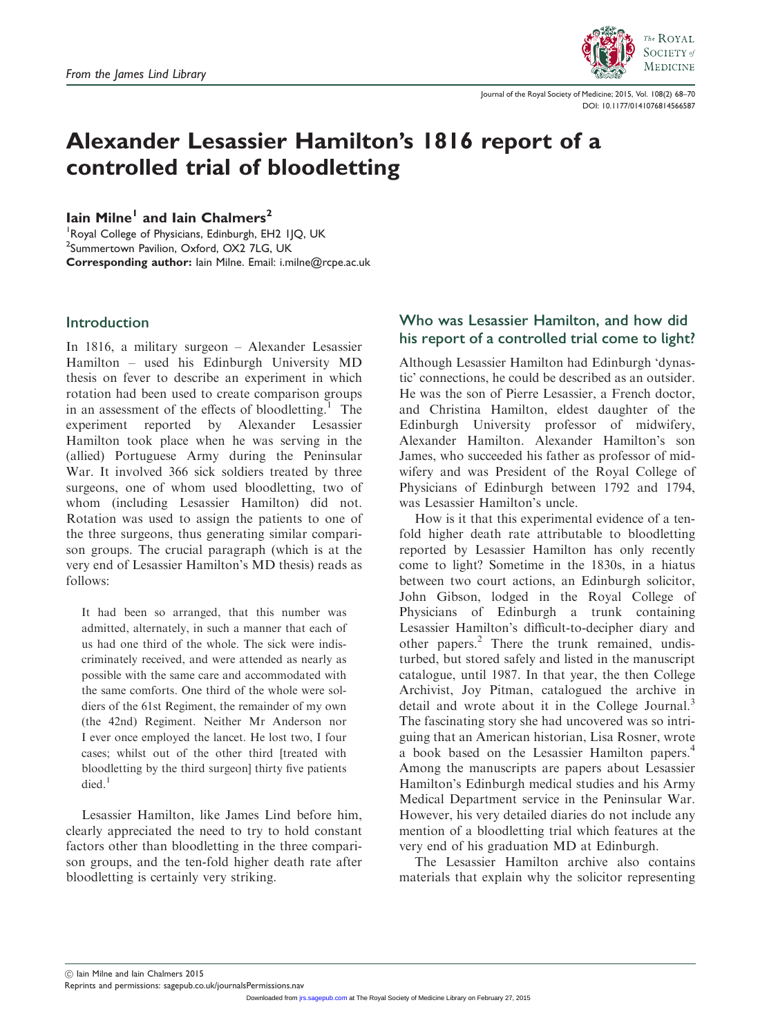From the James Lind Library

# Alexander Lesassier Hamilton's 1816 report of a controlled trial of bloodletting

**Iain Milne[1] and Iain Chalmers[2]**

[1]Royal College of Physicians, Edinburgh, EH2 1JQ, UK
[2]Summertown Pavilion, Oxford, OX2 7LG, UK
**Corresponding author:** Iain Milne. Email: i.milne@rcpe.ac.uk

## Introduction

In 1816, a military surgeon – Alexander Lesassier Hamilton – used his Edinburgh University MD thesis on fever to describe an experiment in which rotation had been used to create comparison groups in an assessment of the effects of bloodletting.[1] The experiment reported by Alexander Lesassier Hamilton took place when he was serving in the (allied) Portuguese Army during the Peninsular War. It involved 366 sick soldiers treated by three surgeons, one of whom used bloodletting, two of whom (including Lesassier Hamilton) did not. Rotation was used to assign the patients to one of the three surgeons, thus generating similar comparison groups. The crucial paragraph (which is at the very end of Lesassier Hamilton's MD thesis) reads as follows:

> It had been so arranged, that this number was admitted, alternately, in such a manner that each of us had one third of the whole. The sick were indiscriminately received, and were attended as nearly as possible with the same care and accommodated with the same comforts. One third of the whole were soldiers of the 61st Regiment, the remainder of my own (the 42nd) Regiment. Neither Mr Anderson nor I ever once employed the lancet. He lost two, I four cases; whilst out of the other third [treated with bloodletting by the third surgeon] thirty five patients died.[1]

Lesassier Hamilton, like James Lind before him, clearly appreciated the need to try to hold constant factors other than bloodletting in the three comparison groups, and the ten-fold higher death rate after bloodletting is certainly very striking.

## Who was Lesassier Hamilton, and how did his report of a controlled trial come to light?

Although Lesassier Hamilton had Edinburgh 'dynastic' connections, he could be described as an outsider. He was the son of Pierre Lesassier, a French doctor, and Christina Hamilton, eldest daughter of the Edinburgh University professor of midwifery, Alexander Hamilton. Alexander Hamilton's son James, who succeeded his father as professor of midwifery and was President of the Royal College of Physicians of Edinburgh between 1792 and 1794, was Lesassier Hamilton's uncle.

How is it that this experimental evidence of a ten-fold higher death rate attributable to bloodletting reported by Lesassier Hamilton has only recently come to light? Sometime in the 1830s, in a hiatus between two court actions, an Edinburgh solicitor, John Gibson, lodged in the Royal College of Physicians of Edinburgh a trunk containing Lesassier Hamilton's difficult-to-decipher diary and other papers.[2] There the trunk remained, undisturbed, but stored safely and listed in the manuscript catalogue, until 1987. In that year, the then College Archivist, Joy Pitman, catalogued the archive in detail and wrote about it in the College Journal.[3] The fascinating story she had uncovered was so intriguing that an American historian, Lisa Rosner, wrote a book based on the Lesassier Hamilton papers.[4] Among the manuscripts are papers about Lesassier Hamilton's Edinburgh medical studies and his Army Medical Department service in the Peninsular War. However, his very detailed diaries do not include any mention of a bloodletting trial which features at the very end of his graduation MD at Edinburgh.

The Lesassier Hamilton archive also contains materials that explain why the solicitor representing

© Iain Milne and Iain Chalmers 2015
Reprints and permissions: sagepub.co.uk/journalsPermissions.nav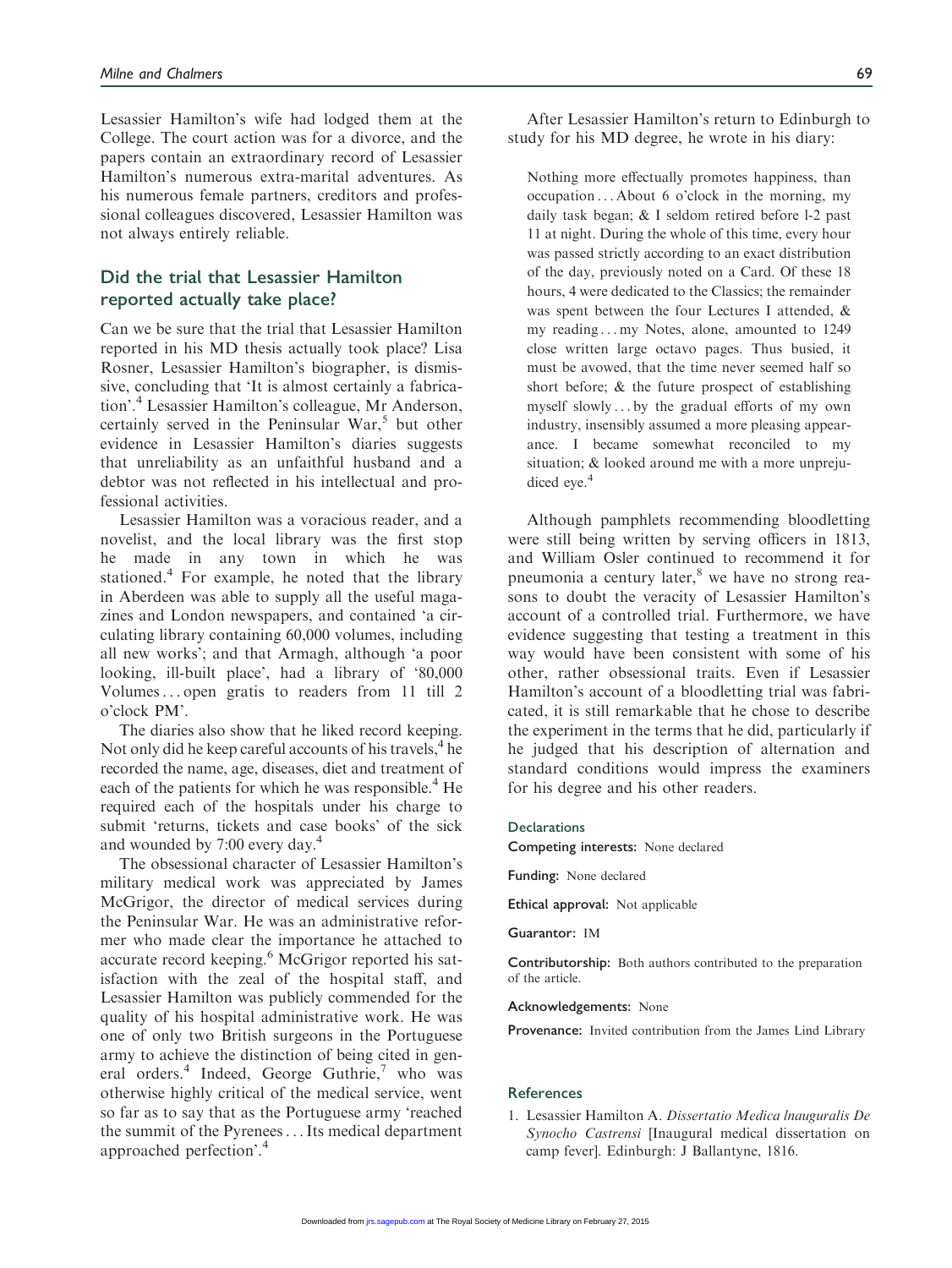Lesassier Hamilton's wife had lodged them at the College. The court action was for a divorce, and the papers contain an extraordinary record of Lesassier Hamilton's numerous extra-marital adventures. As his numerous female partners, creditors and professional colleagues discovered, Lesassier Hamilton was not always entirely reliable.

## Did the trial that Lesassier Hamilton reported actually take place?

Can we be sure that the trial that Lesassier Hamilton reported in his MD thesis actually took place? Lisa Rosner, Lesassier Hamilton's biographer, is dismissive, concluding that 'It is almost certainly a fabrication'.[4] Lesassier Hamilton's colleague, Mr Anderson, certainly served in the Peninsular War,[5] but other evidence in Lesassier Hamilton's diaries suggests that unreliability as an unfaithful husband and a debtor was not reflected in his intellectual and professional activities.

Lesassier Hamilton was a voracious reader, and a novelist, and the local library was the first stop he made in any town in which he was stationed.[4] For example, he noted that the library in Aberdeen was able to supply all the useful magazines and London newspapers, and contained 'a circulating library containing 60,000 volumes, including all new works'; and that Armagh, although 'a poor looking, ill-built place', had a library of '80,000 Volumes ... open gratis to readers from 11 till 2 o'clock PM'.

The diaries also show that he liked record keeping. Not only did he keep careful accounts of his travels,[4] he recorded the name, age, diseases, diet and treatment of each of the patients for which he was responsible.[4] He required each of the hospitals under his charge to submit 'returns, tickets and case books' of the sick and wounded by 7:00 every day.[4]

The obsessional character of Lesassier Hamilton's military medical work was appreciated by James McGrigor, the director of medical services during the Peninsular War. He was an administrative reformer who made clear the importance he attached to accurate record keeping.[6] McGrigor reported his satisfaction with the zeal of the hospital staff, and Lesassier Hamilton was publicly commended for the quality of his hospital administrative work. He was one of only two British surgeons in the Portuguese army to achieve the distinction of being cited in general orders.[4] Indeed, George Guthrie,[7] who was otherwise highly critical of the medical service, went so far as to say that as the Portuguese army 'reached the summit of the Pyrenees ... Its medical department approached perfection'.[4]

After Lesassier Hamilton's return to Edinburgh to study for his MD degree, he wrote in his diary:

> Nothing more effectually promotes happiness, than occupation ... About 6 o'clock in the morning, my daily task began; & I seldom retired before l-2 past 11 at night. During the whole of this time, every hour was passed strictly according to an exact distribution of the day, previously noted on a Card. Of these 18 hours, 4 were dedicated to the Classics; the remainder was spent between the four Lectures I attended, & my reading ... my Notes, alone, amounted to 1249 close written large octavo pages. Thus busied, it must be avowed, that the time never seemed half so short before; & the future prospect of establishing myself slowly ... by the gradual efforts of my own industry, insensibly assumed a more pleasing appearance. I became somewhat reconciled to my situation; & looked around me with a more unprejudiced eye.[4]

Although pamphlets recommending bloodletting were still being written by serving officers in 1813, and William Osler continued to recommend it for pneumonia a century later,[8] we have no strong reasons to doubt the veracity of Lesassier Hamilton's account of a controlled trial. Furthermore, we have evidence suggesting that testing a treatment in this way would have been consistent with some of his other, rather obsessional traits. Even if Lesassier Hamilton's account of a bloodletting trial was fabricated, it is still remarkable that he chose to describe the experiment in the terms that he did, particularly if he judged that his description of alternation and standard conditions would impress the examiners for his degree and his other readers.

### Declarations

**Competing interests:** None declared

**Funding:** None declared

**Ethical approval:** Not applicable

**Guarantor:** IM

**Contributorship:** Both authors contributed to the preparation of the article.

**Acknowledgements:** None

**Provenance:** Invited contribution from the James Lind Library

## References

1. Lesassier Hamilton A. *Dissertatio Medica lnauguralis De Synocho Castrensi* [Inaugural medical dissertation on camp fever]. Edinburgh: J Ballantyne, 1816.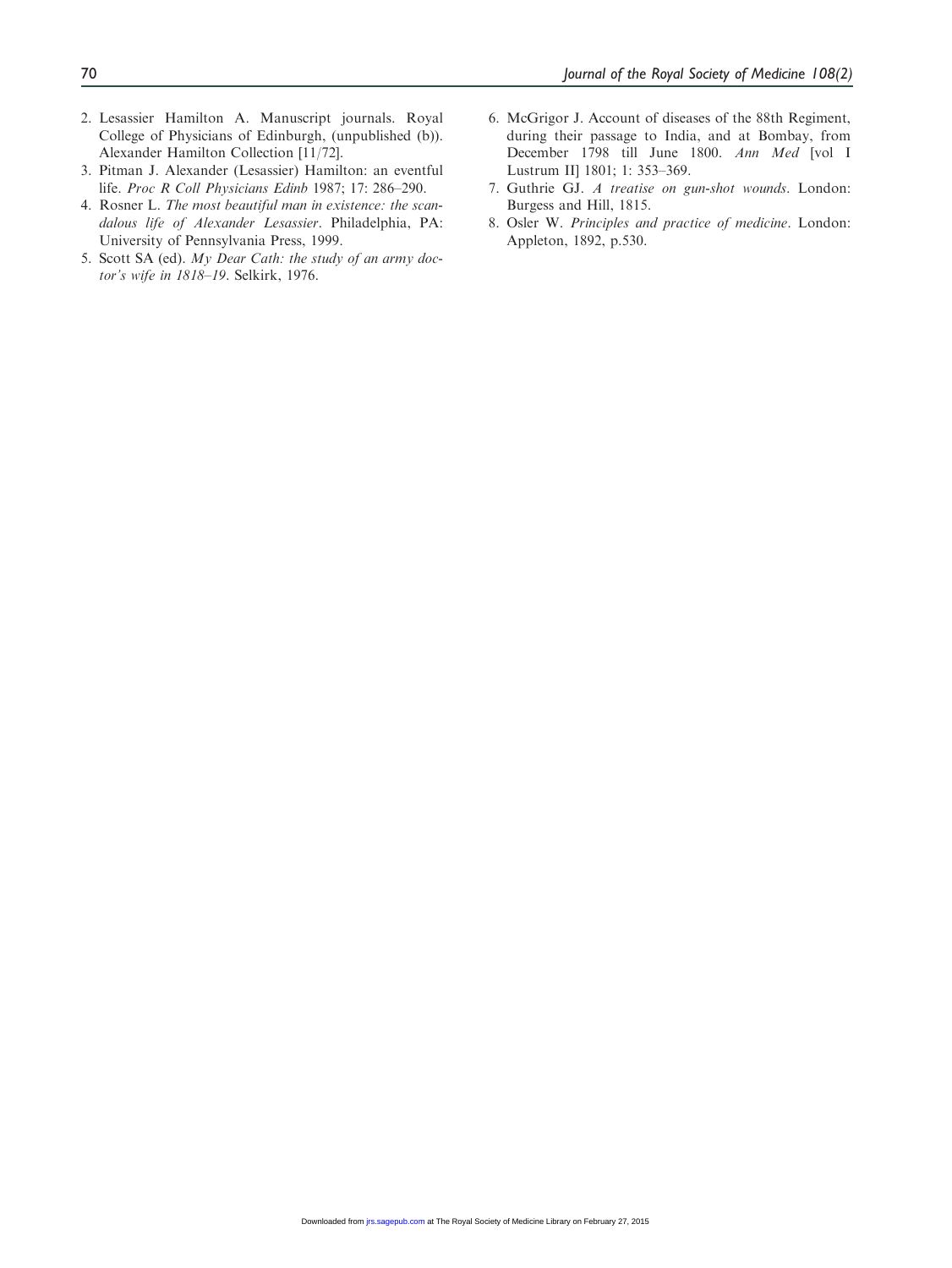2. Lesassier Hamilton A. Manuscript journals. Royal College of Physicians of Edinburgh, (unpublished (b)). Alexander Hamilton Collection [11/72].
3. Pitman J. Alexander (Lesassier) Hamilton: an eventful life. *Proc R Coll Physicians Edinb* 1987; 17: 286–290.
4. Rosner L. *The most beautiful man in existence: the scandalous life of Alexander Lesassier*. Philadelphia, PA: University of Pennsylvania Press, 1999.
5. Scott SA (ed). *My Dear Cath: the study of an army doctor's wife in 1818–19*. Selkirk, 1976.
6. McGrigor J. Account of diseases of the 88th Regiment, during their passage to India, and at Bombay, from December 1798 till June 1800. *Ann Med* [vol I Lustrum II] 1801; 1: 353–369.
7. Guthrie GJ. *A treatise on gun-shot wounds*. London: Burgess and Hill, 1815.
8. Osler W. *Principles and practice of medicine*. London: Appleton, 1892, p.530.